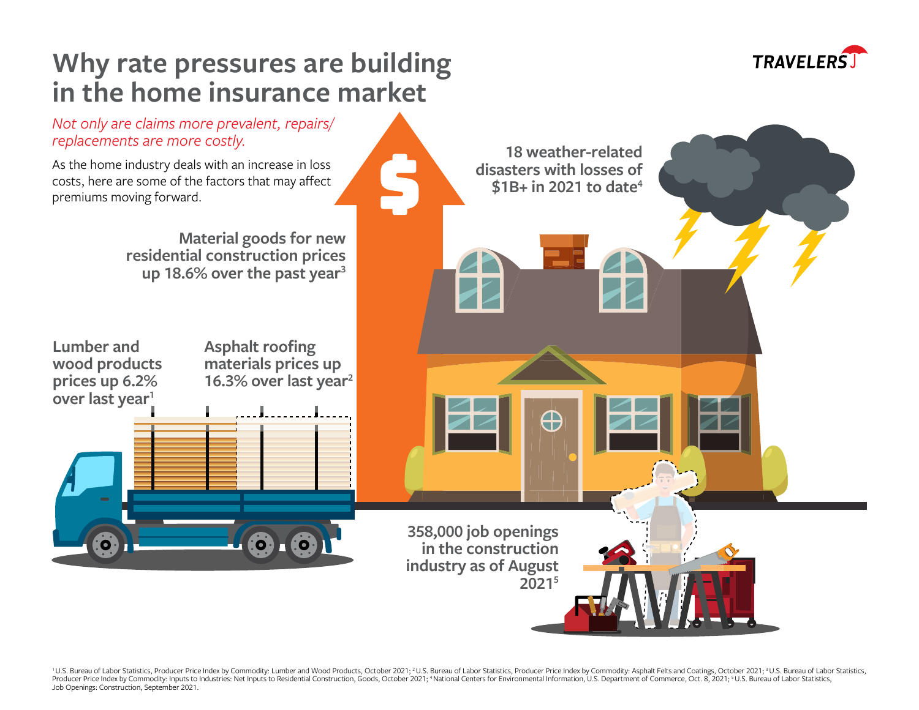# Why rate pressures are building in the home insurance market

*Not only are claims more prevalent, repairs/replacements are more costly.*

As the home industry deals with an increase in loss costs, here are some of the factors that may affect premiums moving forward.

**18 weather-related disasters with losses of $1B+ in 2021 to date[4]**

**Material goods for new residential construction prices up 18.6% over the past year[3]**

**Lumber and wood products prices up 6.2% over last year[1]**

**Asphalt roofing materials prices up 16.3% over last year[2]**

**358,000 job openings in the construction industry as of August 2021[5]**

[1] U.S. Bureau of Labor Statistics, Producer Price Index by Commodity: Lumber and Wood Products, October 2021; [2] U.S. Bureau of Labor Statistics, Producer Price Index by Commodity: Asphalt Felts and Coatings, October 2021; [3] U.S. Bureau of Labor Statistics, Producer Price Index by Commodity: Inputs to Industries: Net Inputs to Residential Construction, Goods, October 2021; [4] National Centers for Environmental Information, U.S. Department of Commerce, Oct. 8, 2021; [5] U.S. Bureau of Labor Statistics, Job Openings: Construction, September 2021.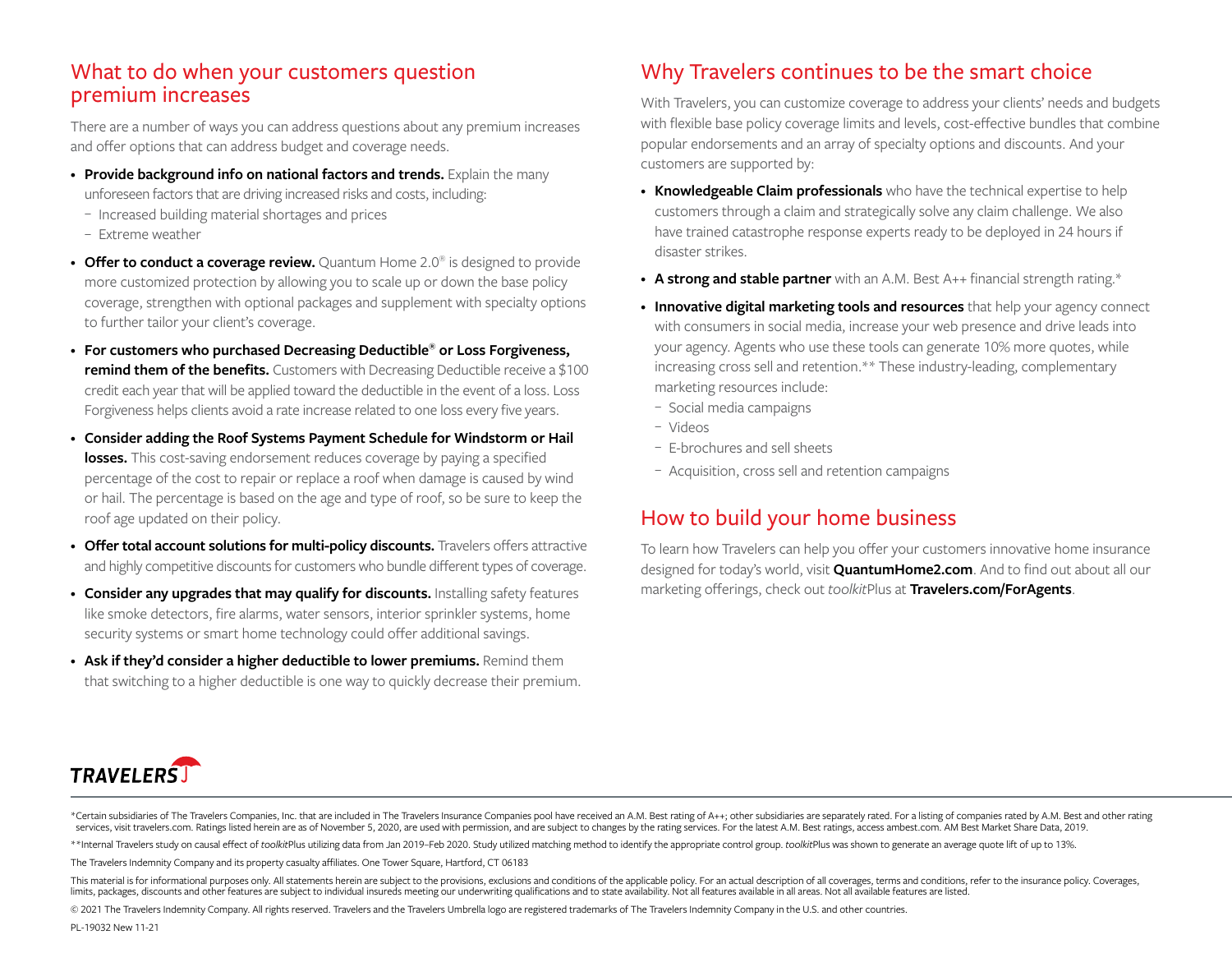## What to do when your customers question premium increases

There are a number of ways you can address questions about any premium increases and offer options that can address budget and coverage needs.

- **Provide background info on national factors and trends.** Explain the many unforeseen factors that are driving increased risks and costs, including:
  - Increased building material shortages and prices
  - Extreme weather
- **Offer to conduct a coverage review.** Quantum Home 2.0® is designed to provide more customized protection by allowing you to scale up or down the base policy coverage, strengthen with optional packages and supplement with specialty options to further tailor your client's coverage.
- **For customers who purchased Decreasing Deductible® or Loss Forgiveness, remind them of the benefits.** Customers with Decreasing Deductible receive a $100 credit each year that will be applied toward the deductible in the event of a loss. Loss Forgiveness helps clients avoid a rate increase related to one loss every five years.
- **Consider adding the Roof Systems Payment Schedule for Windstorm or Hail losses.** This cost-saving endorsement reduces coverage by paying a specified percentage of the cost to repair or replace a roof when damage is caused by wind or hail. The percentage is based on the age and type of roof, so be sure to keep the roof age updated on their policy.
- **Offer total account solutions for multi-policy discounts.** Travelers offers attractive and highly competitive discounts for customers who bundle different types of coverage.
- **Consider any upgrades that may qualify for discounts.** Installing safety features like smoke detectors, fire alarms, water sensors, interior sprinkler systems, home security systems or smart home technology could offer additional savings.
- **Ask if they'd consider a higher deductible to lower premiums.** Remind them that switching to a higher deductible is one way to quickly decrease their premium.

## Why Travelers continues to be the smart choice

With Travelers, you can customize coverage to address your clients' needs and budgets with flexible base policy coverage limits and levels, cost-effective bundles that combine popular endorsements and an array of specialty options and discounts. And your customers are supported by:

- **Knowledgeable Claim professionals** who have the technical expertise to help customers through a claim and strategically solve any claim challenge. We also have trained catastrophe response experts ready to be deployed in 24 hours if disaster strikes.
- **A strong and stable partner** with an A.M. Best A++ financial strength rating.*
- **Innovative digital marketing tools and resources** that help your agency connect with consumers in social media, increase your web presence and drive leads into your agency. Agents who use these tools can generate 10% more quotes, while increasing cross sell and retention.** These industry-leading, complementary marketing resources include:
  - Social media campaigns
  - Videos
  - E-brochures and sell sheets
  - Acquisition, cross sell and retention campaigns

## How to build your home business

To learn how Travelers can help you offer your customers innovative home insurance designed for today's world, visit **QuantumHome2.com**. And to find out about all our marketing offerings, check out *toolkit*Plus at **Travelers.com/ForAgents**.

TRAVELERS

*Certain subsidiaries of The Travelers Companies, Inc. that are included in The Travelers Insurance Companies pool have received an A.M. Best rating of A++; other subsidiaries are separately rated. For a listing of companies rated by A.M. Best and other rating services, visit travelers.com. Ratings listed herein are as of November 5, 2020, are used with permission, and are subject to changes by the rating services. For the latest A.M. Best ratings, access ambest.com. AM Best Market Share Data, 2019.

**Internal Travelers study on causal effect of *toolkit*Plus utilizing data from Jan 2019–Feb 2020. Study utilized matching method to identify the appropriate control group. *toolkit*Plus was shown to generate an average quote lift of up to 13%.

The Travelers Indemnity Company and its property casualty affiliates. One Tower Square, Hartford, CT 06183

This material is for informational purposes only. All statements herein are subject to the provisions, exclusions and conditions of the applicable policy. For an actual description of all coverages, terms and conditions, refer to the insurance policy. Coverages, limits, packages, discounts and other features are subject to individual insureds meeting our underwriting qualifications and to state availability. Not all features available in all areas. Not all available features are listed.

© 2021 The Travelers Indemnity Company. All rights reserved. Travelers and the Travelers Umbrella logo are registered trademarks of The Travelers Indemnity Company in the U.S. and other countries.

PL-19032 New 11-21